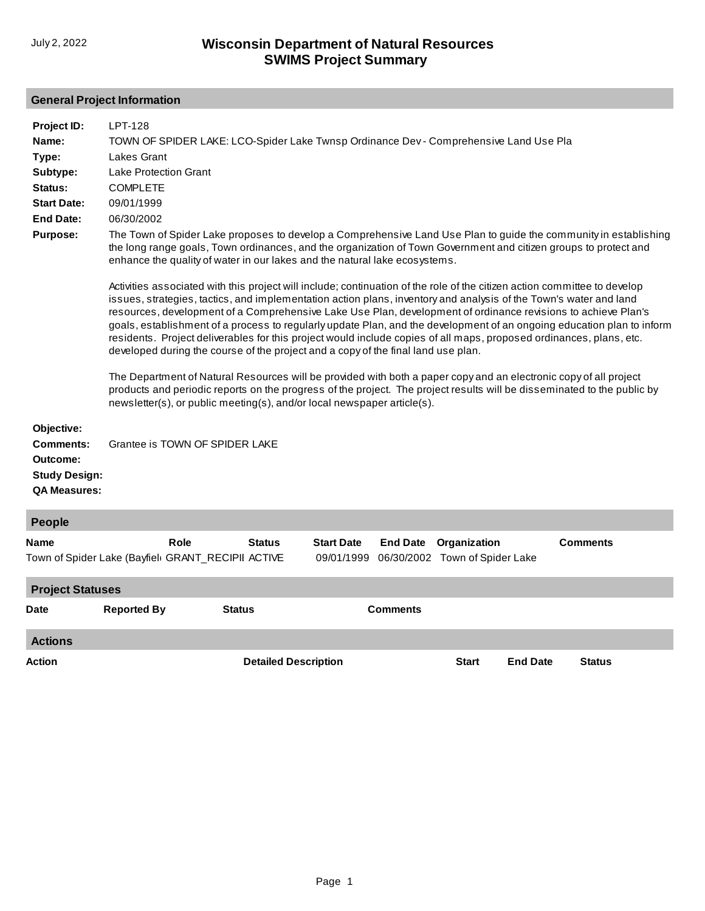# Wisconsin Department of Natural Resources
# SWIMS Project Summary

July 2, 2022

## General Project Information

**Project ID:** LPT-128

**Name:** TOWN OF SPIDER LAKE: LCO-Spider Lake Twnsp Ordinance Dev - Comprehensive Land Use Pla

**Type:** Lakes Grant

**Subtype:** Lake Protection Grant

**Status:** COMPLETE

**Start Date:** 09/01/1999

**End Date:** 06/30/2002

**Purpose:** The Town of Spider Lake proposes to develop a Comprehensive Land Use Plan to guide the community in establishing the long range goals, Town ordinances, and the organization of Town Government and citizen groups to protect and enhance the quality of water in our lakes and the natural lake ecosystems.

Activities associated with this project will include; continuation of the role of the citizen action committee to develop issues, strategies, tactics, and implementation action plans, inventory and analysis of the Town's water and land resources, development of a Comprehensive Lake Use Plan, development of ordinance revisions to achieve Plan's goals, establishment of a process to regularly update Plan, and the development of an ongoing education plan to inform residents. Project deliverables for this project would include copies of all maps, proposed ordinances, plans, etc. developed during the course of the project and a copy of the final land use plan.

The Department of Natural Resources will be provided with both a paper copy and an electronic copy of all project products and periodic reports on the progress of the project. The project results will be disseminated to the public by newsletter(s), or public meeting(s), and/or local newspaper article(s).

**Objective:**

**Comments:** Grantee is TOWN OF SPIDER LAKE

**Outcome:**

**Study Design:**

**QA Measures:**

## People

| Name | Role | Status | Start Date | End Date | Organization | Comments |
|---|---|---|---|---|---|---|
| Town of Spider Lake (Bayfiel | GRANT_RECIPII | ACTIVE | 09/01/1999 | 06/30/2002 | Town of Spider Lake | |

## Project Statuses

| Date | Reported By | Status | Comments |
|---|---|---|---|

## Actions

| Action | Detailed Description | Start | End Date | Status |
|---|---|---|---|---|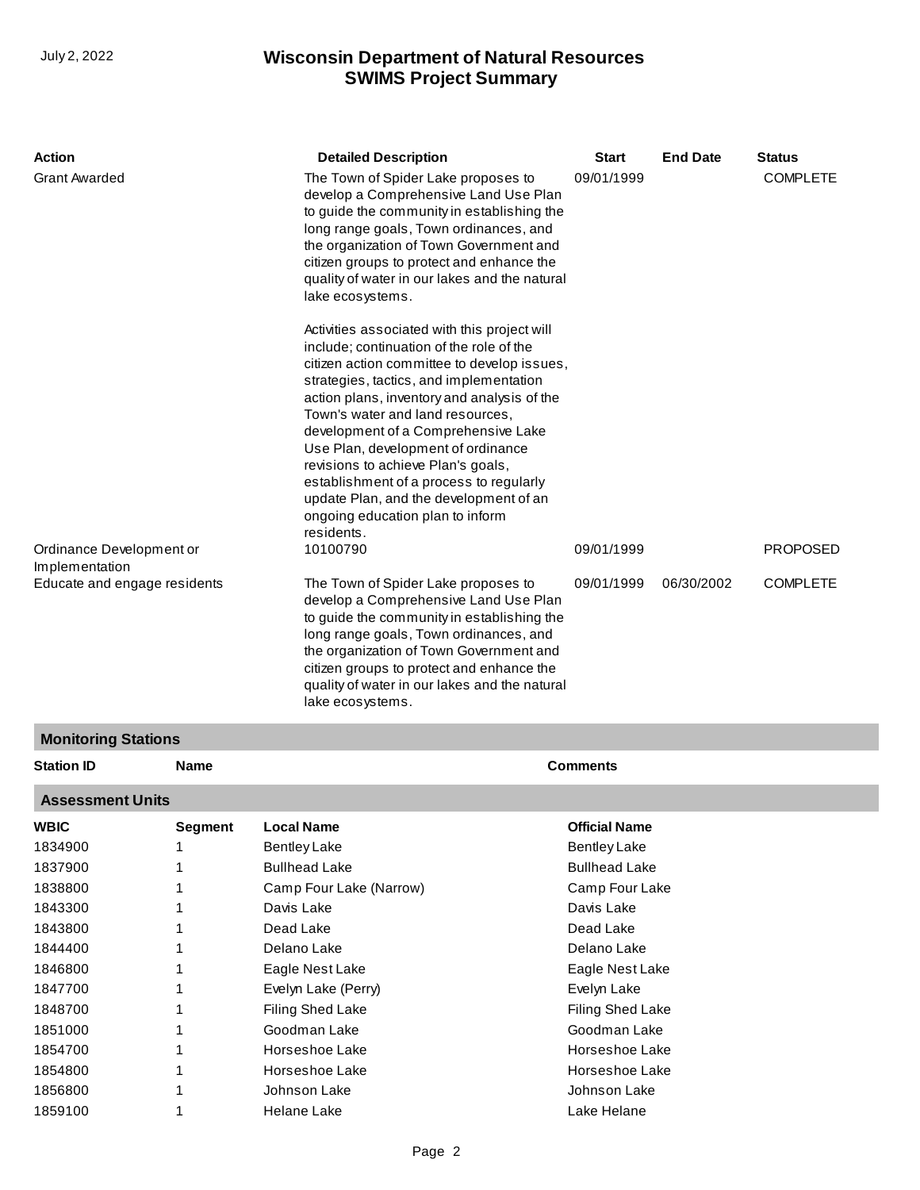| Action | Detailed Description | Start | End Date | Status |
|---|---|---|---|---|
| Grant Awarded | The Town of Spider Lake proposes to develop a Comprehensive Land Use Plan to guide the community in establishing the long range goals, Town ordinances, and the organization of Town Government and citizen groups to protect and enhance the quality of water in our lakes and the natural lake ecosystems.<br><br>Activities associated with this project will include; continuation of the role of the citizen action committee to develop issues, strategies, tactics, and implementation action plans, inventory and analysis of the Town's water and land resources, development of a Comprehensive Lake Use Plan, development of ordinance revisions to achieve Plan's goals, establishment of a process to regularly update Plan, and the development of an ongoing education plan to inform residents. | 09/01/1999 | | COMPLETE |
| Ordinance Development or Implementation | 10100790 | 09/01/1999 | | PROPOSED |
| Educate and engage residents | The Town of Spider Lake proposes to develop a Comprehensive Land Use Plan to guide the community in establishing the long range goals, Town ordinances, and the organization of Town Government and citizen groups to protect and enhance the quality of water in our lakes and the natural lake ecosystems. | 09/01/1999 | 06/30/2002 | COMPLETE |

## Monitoring Stations

| Station ID | Name | Comments |
|---|---|---|

## Assessment Units

| WBIC | Segment | Local Name | Official Name |
|---|---|---|---|
| 1834900 | 1 | Bentley Lake | Bentley Lake |
| 1837900 | 1 | Bullhead Lake | Bullhead Lake |
| 1838800 | 1 | Camp Four Lake (Narrow) | Camp Four Lake |
| 1843300 | 1 | Davis Lake | Davis Lake |
| 1843800 | 1 | Dead Lake | Dead Lake |
| 1844400 | 1 | Delano Lake | Delano Lake |
| 1846800 | 1 | Eagle Nest Lake | Eagle Nest Lake |
| 1847700 | 1 | Evelyn Lake (Perry) | Evelyn Lake |
| 1848700 | 1 | Filing Shed Lake | Filing Shed Lake |
| 1851000 | 1 | Goodman Lake | Goodman Lake |
| 1854700 | 1 | Horseshoe Lake | Horseshoe Lake |
| 1854800 | 1 | Horseshoe Lake | Horseshoe Lake |
| 1856800 | 1 | Johnson Lake | Johnson Lake |
| 1859100 | 1 | Helane Lake | Lake Helane |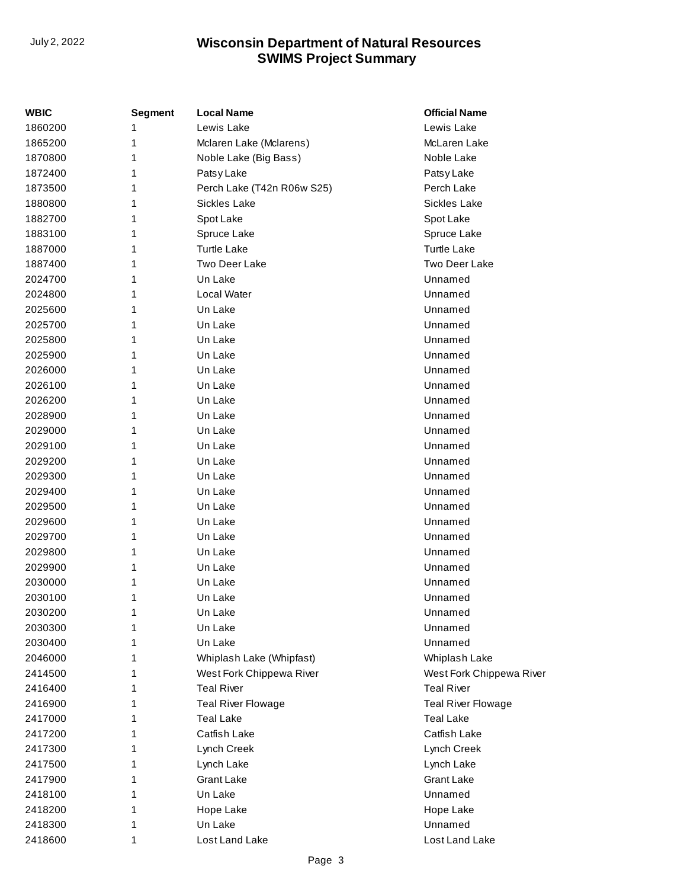| WBIC | Segment | Local Name | Official Name |
|---|---|---|---|
| 1860200 | 1 | Lewis Lake | Lewis Lake |
| 1865200 | 1 | Mclaren Lake (Mclarens) | McLaren Lake |
| 1870800 | 1 | Noble Lake (Big Bass) | Noble Lake |
| 1872400 | 1 | Patsy Lake | Patsy Lake |
| 1873500 | 1 | Perch Lake (T42n R06w S25) | Perch Lake |
| 1880800 | 1 | Sickles Lake | Sickles Lake |
| 1882700 | 1 | Spot Lake | Spot Lake |
| 1883100 | 1 | Spruce Lake | Spruce Lake |
| 1887000 | 1 | Turtle Lake | Turtle Lake |
| 1887400 | 1 | Two Deer Lake | Two Deer Lake |
| 2024700 | 1 | Un Lake | Unnamed |
| 2024800 | 1 | Local Water | Unnamed |
| 2025600 | 1 | Un Lake | Unnamed |
| 2025700 | 1 | Un Lake | Unnamed |
| 2025800 | 1 | Un Lake | Unnamed |
| 2025900 | 1 | Un Lake | Unnamed |
| 2026000 | 1 | Un Lake | Unnamed |
| 2026100 | 1 | Un Lake | Unnamed |
| 2026200 | 1 | Un Lake | Unnamed |
| 2028900 | 1 | Un Lake | Unnamed |
| 2029000 | 1 | Un Lake | Unnamed |
| 2029100 | 1 | Un Lake | Unnamed |
| 2029200 | 1 | Un Lake | Unnamed |
| 2029300 | 1 | Un Lake | Unnamed |
| 2029400 | 1 | Un Lake | Unnamed |
| 2029500 | 1 | Un Lake | Unnamed |
| 2029600 | 1 | Un Lake | Unnamed |
| 2029700 | 1 | Un Lake | Unnamed |
| 2029800 | 1 | Un Lake | Unnamed |
| 2029900 | 1 | Un Lake | Unnamed |
| 2030000 | 1 | Un Lake | Unnamed |
| 2030100 | 1 | Un Lake | Unnamed |
| 2030200 | 1 | Un Lake | Unnamed |
| 2030300 | 1 | Un Lake | Unnamed |
| 2030400 | 1 | Un Lake | Unnamed |
| 2046000 | 1 | Whiplash Lake (Whipfast) | Whiplash Lake |
| 2414500 | 1 | West Fork Chippewa River | West Fork Chippewa River |
| 2416400 | 1 | Teal River | Teal River |
| 2416900 | 1 | Teal River Flowage | Teal River Flowage |
| 2417000 | 1 | Teal Lake | Teal Lake |
| 2417200 | 1 | Catfish Lake | Catfish Lake |
| 2417300 | 1 | Lynch Creek | Lynch Creek |
| 2417500 | 1 | Lynch Lake | Lynch Lake |
| 2417900 | 1 | Grant Lake | Grant Lake |
| 2418100 | 1 | Un Lake | Unnamed |
| 2418200 | 1 | Hope Lake | Hope Lake |
| 2418300 | 1 | Un Lake | Unnamed |
| 2418600 | 1 | Lost Land Lake | Lost Land Lake |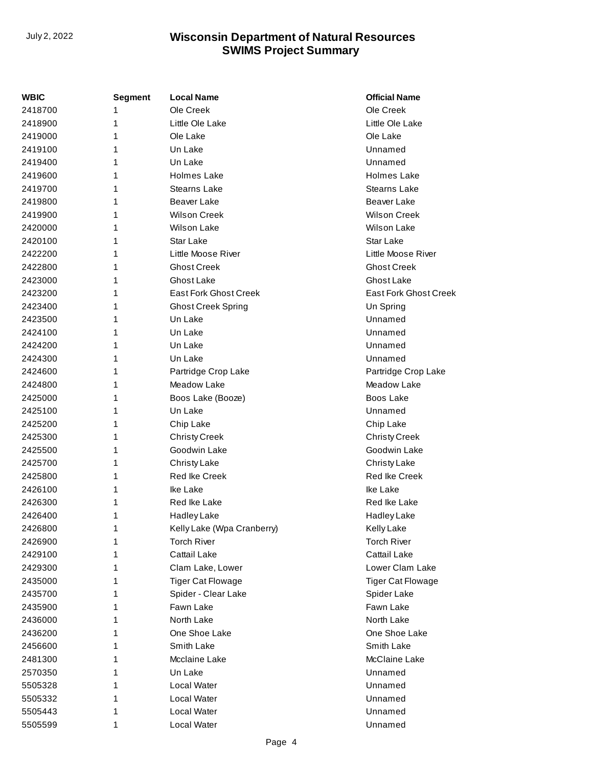| WBIC | Segment | Local Name | Official Name |
| --- | --- | --- | --- |
| 2418700 | 1 | Ole Creek | Ole Creek |
| 2418900 | 1 | Little Ole Lake | Little Ole Lake |
| 2419000 | 1 | Ole Lake | Ole Lake |
| 2419100 | 1 | Un Lake | Unnamed |
| 2419400 | 1 | Un Lake | Unnamed |
| 2419600 | 1 | Holmes Lake | Holmes Lake |
| 2419700 | 1 | Stearns Lake | Stearns Lake |
| 2419800 | 1 | Beaver Lake | Beaver Lake |
| 2419900 | 1 | Wilson Creek | Wilson Creek |
| 2420000 | 1 | Wilson Lake | Wilson Lake |
| 2420100 | 1 | Star Lake | Star Lake |
| 2422200 | 1 | Little Moose River | Little Moose River |
| 2422800 | 1 | Ghost Creek | Ghost Creek |
| 2423000 | 1 | Ghost Lake | Ghost Lake |
| 2423200 | 1 | East Fork Ghost Creek | East Fork Ghost Creek |
| 2423400 | 1 | Ghost Creek Spring | Un Spring |
| 2423500 | 1 | Un Lake | Unnamed |
| 2424100 | 1 | Un Lake | Unnamed |
| 2424200 | 1 | Un Lake | Unnamed |
| 2424300 | 1 | Un Lake | Unnamed |
| 2424600 | 1 | Partridge Crop Lake | Partridge Crop Lake |
| 2424800 | 1 | Meadow Lake | Meadow Lake |
| 2425000 | 1 | Boos Lake (Booze) | Boos Lake |
| 2425100 | 1 | Un Lake | Unnamed |
| 2425200 | 1 | Chip Lake | Chip Lake |
| 2425300 | 1 | Christy Creek | Christy Creek |
| 2425500 | 1 | Goodwin Lake | Goodwin Lake |
| 2425700 | 1 | Christy Lake | Christy Lake |
| 2425800 | 1 | Red Ike Creek | Red Ike Creek |
| 2426100 | 1 | Ike Lake | Ike Lake |
| 2426300 | 1 | Red Ike Lake | Red Ike Lake |
| 2426400 | 1 | Hadley Lake | Hadley Lake |
| 2426800 | 1 | Kelly Lake (Wpa Cranberry) | Kelly Lake |
| 2426900 | 1 | Torch River | Torch River |
| 2429100 | 1 | Cattail Lake | Cattail Lake |
| 2429300 | 1 | Clam Lake, Lower | Lower Clam Lake |
| 2435000 | 1 | Tiger Cat Flowage | Tiger Cat Flowage |
| 2435700 | 1 | Spider - Clear Lake | Spider Lake |
| 2435900 | 1 | Fawn Lake | Fawn Lake |
| 2436000 | 1 | North Lake | North Lake |
| 2436200 | 1 | One Shoe Lake | One Shoe Lake |
| 2456600 | 1 | Smith Lake | Smith Lake |
| 2481300 | 1 | Mcclaine Lake | McClaine Lake |
| 2570350 | 1 | Un Lake | Unnamed |
| 5505328 | 1 | Local Water | Unnamed |
| 5505332 | 1 | Local Water | Unnamed |
| 5505443 | 1 | Local Water | Unnamed |
| 5505599 | 1 | Local Water | Unnamed |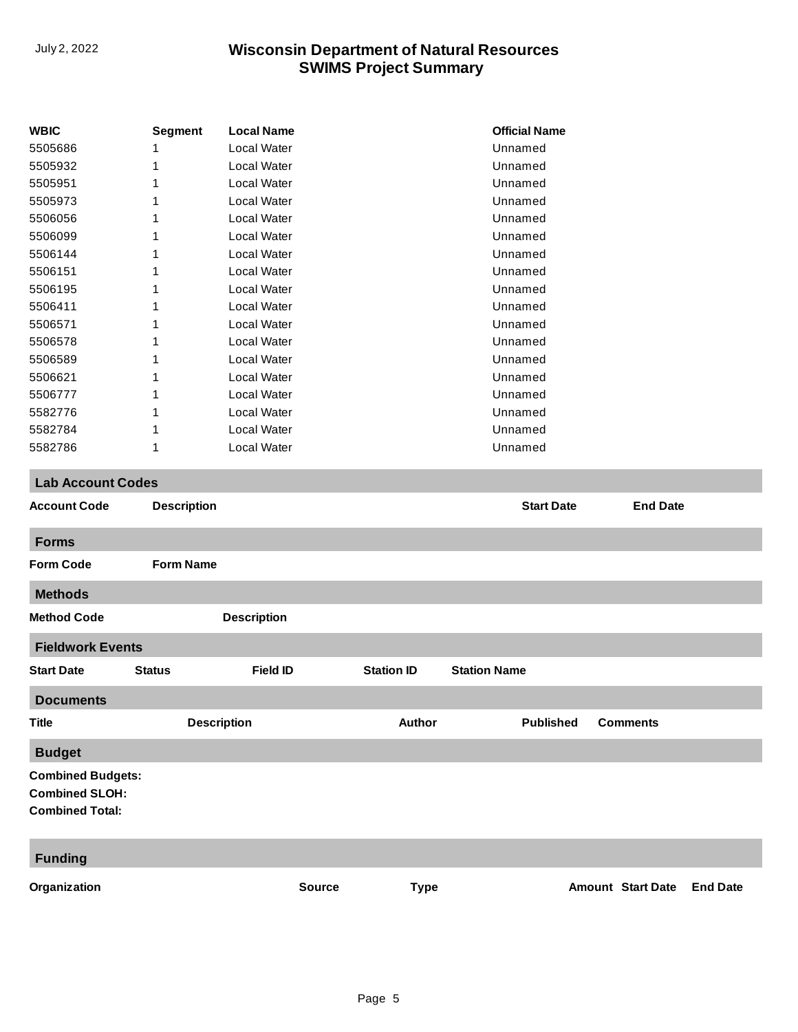| WBIC | Segment | Local Name | Official Name |
|---|---|---|---|
| 5505686 | 1 | Local Water | Unnamed |
| 5505932 | 1 | Local Water | Unnamed |
| 5505951 | 1 | Local Water | Unnamed |
| 5505973 | 1 | Local Water | Unnamed |
| 5506056 | 1 | Local Water | Unnamed |
| 5506099 | 1 | Local Water | Unnamed |
| 5506144 | 1 | Local Water | Unnamed |
| 5506151 | 1 | Local Water | Unnamed |
| 5506195 | 1 | Local Water | Unnamed |
| 5506411 | 1 | Local Water | Unnamed |
| 5506571 | 1 | Local Water | Unnamed |
| 5506578 | 1 | Local Water | Unnamed |
| 5506589 | 1 | Local Water | Unnamed |
| 5506621 | 1 | Local Water | Unnamed |
| 5506777 | 1 | Local Water | Unnamed |
| 5582776 | 1 | Local Water | Unnamed |
| 5582784 | 1 | Local Water | Unnamed |
| 5582786 | 1 | Local Water | Unnamed |

## Lab Account Codes

| Account Code | Description | Start Date | End Date |
|---|---|---|---|

## Forms

| Form Code | Form Name |
|---|---|

## Methods

| Method Code | Description |
|---|---|

## Fieldwork Events

| Start Date | Status | Field ID | Station ID | Station Name |
|---|---|---|---|---|

## Documents

| Title | Description | Author | Published | Comments |
|---|---|---|---|---|

## Budget

**Combined Budgets:**
**Combined SLOH:**
**Combined Total:**

## Funding

| Organization | Source | Type | Amount | Start Date | End Date |
|---|---|---|---|---|---|